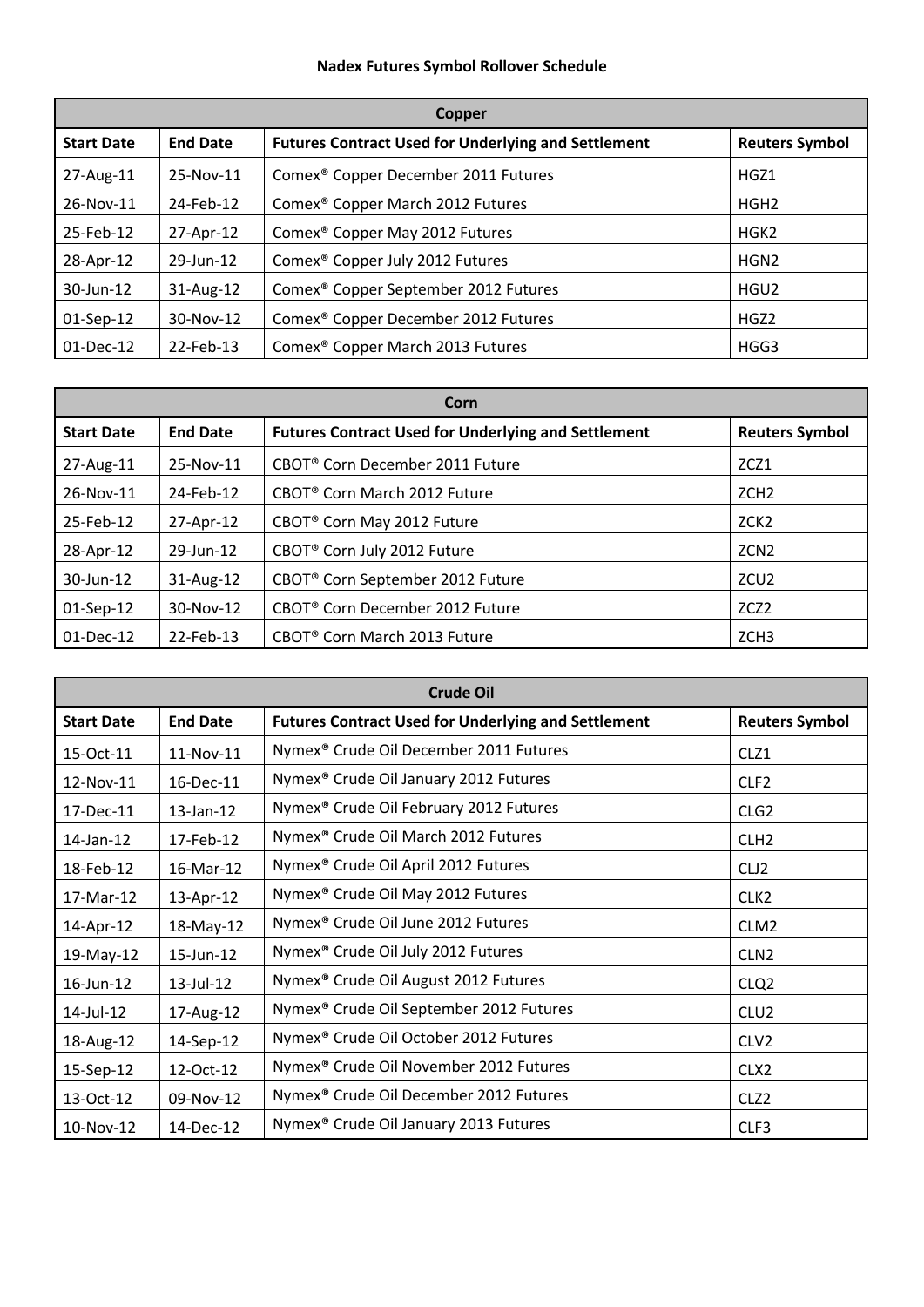# Nadex Futures Symbol Rollover Schedule

| Copper | | | |
|---|---|---|---|
| **Start Date** | **End Date** | **Futures Contract Used for Underlying and Settlement** | **Reuters Symbol** |
| 27-Aug-11 | 25-Nov-11 | Comex® Copper December 2011 Futures | HGZ1 |
| 26-Nov-11 | 24-Feb-12 | Comex® Copper March 2012 Futures | HGH2 |
| 25-Feb-12 | 27-Apr-12 | Comex® Copper May 2012 Futures | HGK2 |
| 28-Apr-12 | 29-Jun-12 | Comex® Copper July 2012 Futures | HGN2 |
| 30-Jun-12 | 31-Aug-12 | Comex® Copper September 2012 Futures | HGU2 |
| 01-Sep-12 | 30-Nov-12 | Comex® Copper December 2012 Futures | HGZ2 |
| 01-Dec-12 | 22-Feb-13 | Comex® Copper March 2013 Futures | HGG3 |

| Corn | | | |
|---|---|---|---|
| **Start Date** | **End Date** | **Futures Contract Used for Underlying and Settlement** | **Reuters Symbol** |
| 27-Aug-11 | 25-Nov-11 | CBOT® Corn December 2011 Future | ZCZ1 |
| 26-Nov-11 | 24-Feb-12 | CBOT® Corn March 2012 Future | ZCH2 |
| 25-Feb-12 | 27-Apr-12 | CBOT® Corn May 2012 Future | ZCK2 |
| 28-Apr-12 | 29-Jun-12 | CBOT® Corn July 2012 Future | ZCN2 |
| 30-Jun-12 | 31-Aug-12 | CBOT® Corn September 2012 Future | ZCU2 |
| 01-Sep-12 | 30-Nov-12 | CBOT® Corn December 2012 Future | ZCZ2 |
| 01-Dec-12 | 22-Feb-13 | CBOT® Corn March 2013 Future | ZCH3 |

| Crude Oil | | | |
|---|---|---|---|
| **Start Date** | **End Date** | **Futures Contract Used for Underlying and Settlement** | **Reuters Symbol** |
| 15-Oct-11 | 11-Nov-11 | Nymex® Crude Oil December 2011 Futures | CLZ1 |
| 12-Nov-11 | 16-Dec-11 | Nymex® Crude Oil January 2012 Futures | CLF2 |
| 17-Dec-11 | 13-Jan-12 | Nymex® Crude Oil February 2012 Futures | CLG2 |
| 14-Jan-12 | 17-Feb-12 | Nymex® Crude Oil March 2012 Futures | CLH2 |
| 18-Feb-12 | 16-Mar-12 | Nymex® Crude Oil April 2012 Futures | CLJ2 |
| 17-Mar-12 | 13-Apr-12 | Nymex® Crude Oil May 2012 Futures | CLK2 |
| 14-Apr-12 | 18-May-12 | Nymex® Crude Oil June 2012 Futures | CLM2 |
| 19-May-12 | 15-Jun-12 | Nymex® Crude Oil July 2012 Futures | CLN2 |
| 16-Jun-12 | 13-Jul-12 | Nymex® Crude Oil August 2012 Futures | CLQ2 |
| 14-Jul-12 | 17-Aug-12 | Nymex® Crude Oil September 2012 Futures | CLU2 |
| 18-Aug-12 | 14-Sep-12 | Nymex® Crude Oil October 2012 Futures | CLV2 |
| 15-Sep-12 | 12-Oct-12 | Nymex® Crude Oil November 2012 Futures | CLX2 |
| 13-Oct-12 | 09-Nov-12 | Nymex® Crude Oil December 2012 Futures | CLZ2 |
| 10-Nov-12 | 14-Dec-12 | Nymex® Crude Oil January 2013 Futures | CLF3 |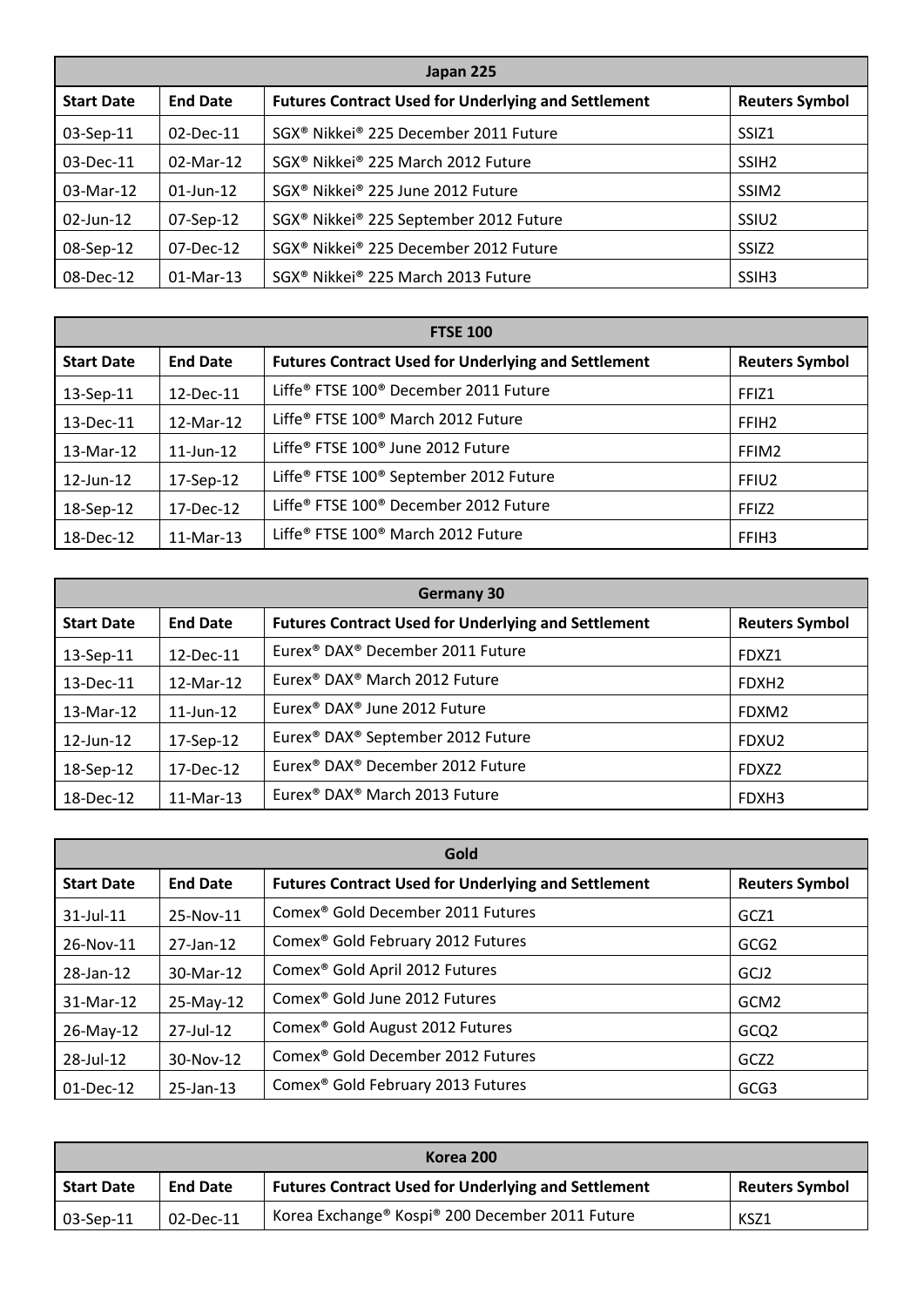| Japan 225 | | | |
|---|---|---|---|
| **Start Date** | **End Date** | **Futures Contract Used for Underlying and Settlement** | **Reuters Symbol** |
| 03-Sep-11 | 02-Dec-11 | SGX® Nikkei® 225 December 2011 Future | SSIZ1 |
| 03-Dec-11 | 02-Mar-12 | SGX® Nikkei® 225 March 2012 Future | SSIH2 |
| 03-Mar-12 | 01-Jun-12 | SGX® Nikkei® 225 June 2012 Future | SSIM2 |
| 02-Jun-12 | 07-Sep-12 | SGX® Nikkei® 225 September 2012 Future | SSIU2 |
| 08-Sep-12 | 07-Dec-12 | SGX® Nikkei® 225 December 2012 Future | SSIZ2 |
| 08-Dec-12 | 01-Mar-13 | SGX® Nikkei® 225 March 2013 Future | SSIH3 |

| FTSE 100 | | | |
|---|---|---|---|
| **Start Date** | **End Date** | **Futures Contract Used for Underlying and Settlement** | **Reuters Symbol** |
| 13-Sep-11 | 12-Dec-11 | Liffe® FTSE 100® December 2011 Future | FFIZ1 |
| 13-Dec-11 | 12-Mar-12 | Liffe® FTSE 100® March 2012 Future | FFIH2 |
| 13-Mar-12 | 11-Jun-12 | Liffe® FTSE 100® June 2012 Future | FFIM2 |
| 12-Jun-12 | 17-Sep-12 | Liffe® FTSE 100® September 2012 Future | FFIU2 |
| 18-Sep-12 | 17-Dec-12 | Liffe® FTSE 100® December 2012 Future | FFIZ2 |
| 18-Dec-12 | 11-Mar-13 | Liffe® FTSE 100® March 2012 Future | FFIH3 |

| Germany 30 | | | |
|---|---|---|---|
| **Start Date** | **End Date** | **Futures Contract Used for Underlying and Settlement** | **Reuters Symbol** |
| 13-Sep-11 | 12-Dec-11 | Eurex® DAX® December 2011 Future | FDXZ1 |
| 13-Dec-11 | 12-Mar-12 | Eurex® DAX® March 2012 Future | FDXH2 |
| 13-Mar-12 | 11-Jun-12 | Eurex® DAX® June 2012 Future | FDXM2 |
| 12-Jun-12 | 17-Sep-12 | Eurex® DAX® September 2012 Future | FDXU2 |
| 18-Sep-12 | 17-Dec-12 | Eurex® DAX® December 2012 Future | FDXZ2 |
| 18-Dec-12 | 11-Mar-13 | Eurex® DAX® March 2013 Future | FDXH3 |

| Gold | | | |
|---|---|---|---|
| **Start Date** | **End Date** | **Futures Contract Used for Underlying and Settlement** | **Reuters Symbol** |
| 31-Jul-11 | 25-Nov-11 | Comex® Gold December 2011 Futures | GCZ1 |
| 26-Nov-11 | 27-Jan-12 | Comex® Gold February 2012 Futures | GCG2 |
| 28-Jan-12 | 30-Mar-12 | Comex® Gold April 2012 Futures | GCJ2 |
| 31-Mar-12 | 25-May-12 | Comex® Gold June 2012 Futures | GCM2 |
| 26-May-12 | 27-Jul-12 | Comex® Gold August 2012 Futures | GCQ2 |
| 28-Jul-12 | 30-Nov-12 | Comex® Gold December 2012 Futures | GCZ2 |
| 01-Dec-12 | 25-Jan-13 | Comex® Gold February 2013 Futures | GCG3 |

| Korea 200 | | | |
|---|---|---|---|
| **Start Date** | **End Date** | **Futures Contract Used for Underlying and Settlement** | **Reuters Symbol** |
| 03-Sep-11 | 02-Dec-11 | Korea Exchange® Kospi® 200 December 2011 Future | KSZ1 |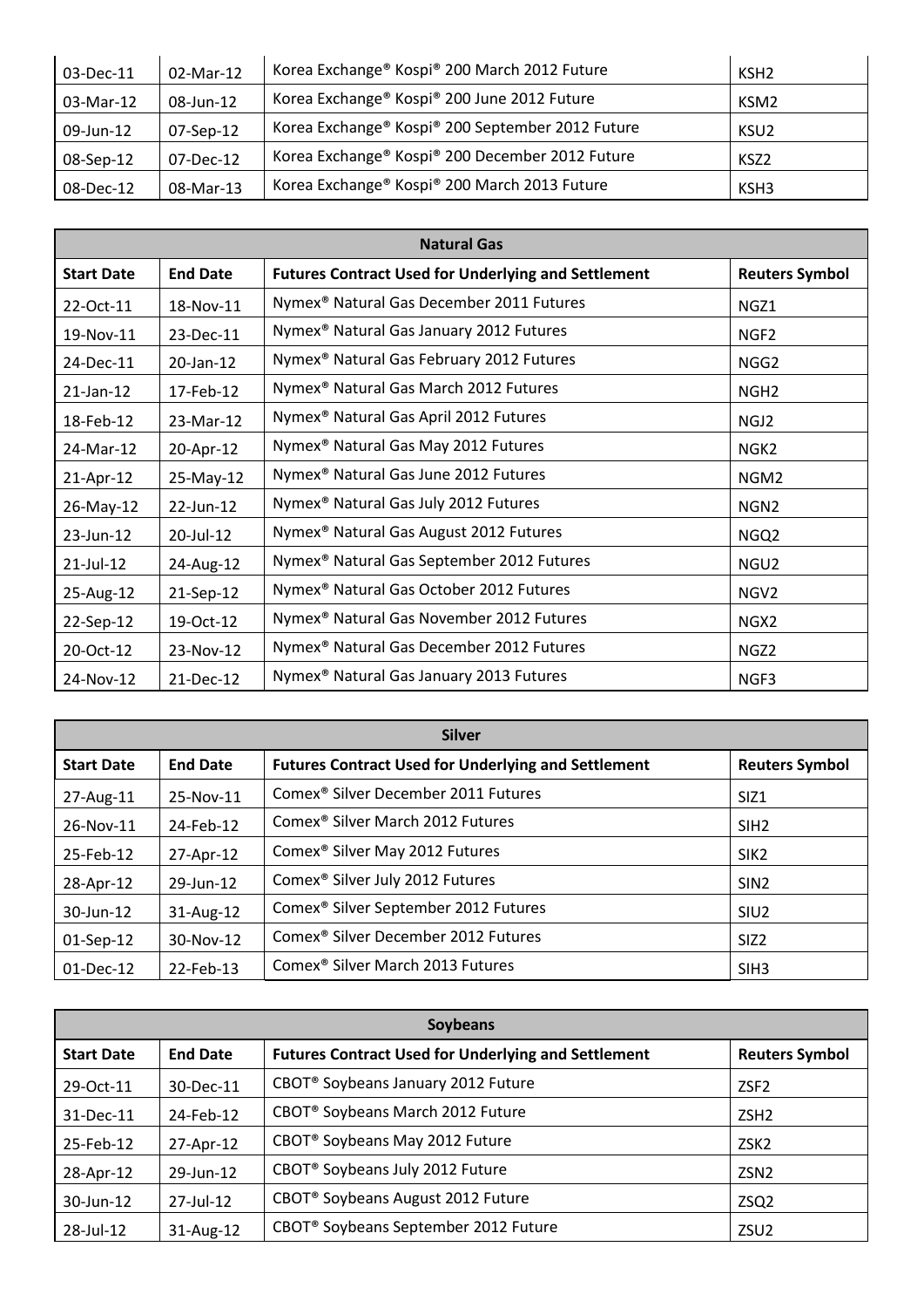| | | | |
|---|---|---|---|
| 03-Dec-11 | 02-Mar-12 | Korea Exchange® Kospi® 200 March 2012 Future | KSH2 |
| 03-Mar-12 | 08-Jun-12 | Korea Exchange® Kospi® 200 June 2012 Future | KSM2 |
| 09-Jun-12 | 07-Sep-12 | Korea Exchange® Kospi® 200 September 2012 Future | KSU2 |
| 08-Sep-12 | 07-Dec-12 | Korea Exchange® Kospi® 200 December 2012 Future | KSZ2 |
| 08-Dec-12 | 08-Mar-13 | Korea Exchange® Kospi® 200 March 2013 Future | KSH3 |

| **Natural Gas** | | | |
|---|---|---|---|
| **Start Date** | **End Date** | **Futures Contract Used for Underlying and Settlement** | **Reuters Symbol** |
| 22-Oct-11 | 18-Nov-11 | Nymex® Natural Gas December 2011 Futures | NGZ1 |
| 19-Nov-11 | 23-Dec-11 | Nymex® Natural Gas January 2012 Futures | NGF2 |
| 24-Dec-11 | 20-Jan-12 | Nymex® Natural Gas February 2012 Futures | NGG2 |
| 21-Jan-12 | 17-Feb-12 | Nymex® Natural Gas March 2012 Futures | NGH2 |
| 18-Feb-12 | 23-Mar-12 | Nymex® Natural Gas April 2012 Futures | NGJ2 |
| 24-Mar-12 | 20-Apr-12 | Nymex® Natural Gas May 2012 Futures | NGK2 |
| 21-Apr-12 | 25-May-12 | Nymex® Natural Gas June 2012 Futures | NGM2 |
| 26-May-12 | 22-Jun-12 | Nymex® Natural Gas July 2012 Futures | NGN2 |
| 23-Jun-12 | 20-Jul-12 | Nymex® Natural Gas August 2012 Futures | NGQ2 |
| 21-Jul-12 | 24-Aug-12 | Nymex® Natural Gas September 2012 Futures | NGU2 |
| 25-Aug-12 | 21-Sep-12 | Nymex® Natural Gas October 2012 Futures | NGV2 |
| 22-Sep-12 | 19-Oct-12 | Nymex® Natural Gas November 2012 Futures | NGX2 |
| 20-Oct-12 | 23-Nov-12 | Nymex® Natural Gas December 2012 Futures | NGZ2 |
| 24-Nov-12 | 21-Dec-12 | Nymex® Natural Gas January 2013 Futures | NGF3 |

| **Silver** | | | |
|---|---|---|---|
| **Start Date** | **End Date** | **Futures Contract Used for Underlying and Settlement** | **Reuters Symbol** |
| 27-Aug-11 | 25-Nov-11 | Comex® Silver December 2011 Futures | SIZ1 |
| 26-Nov-11 | 24-Feb-12 | Comex® Silver March 2012 Futures | SIH2 |
| 25-Feb-12 | 27-Apr-12 | Comex® Silver May 2012 Futures | SIK2 |
| 28-Apr-12 | 29-Jun-12 | Comex® Silver July 2012 Futures | SIN2 |
| 30-Jun-12 | 31-Aug-12 | Comex® Silver September 2012 Futures | SIU2 |
| 01-Sep-12 | 30-Nov-12 | Comex® Silver December 2012 Futures | SIZ2 |
| 01-Dec-12 | 22-Feb-13 | Comex® Silver March 2013 Futures | SIH3 |

| **Soybeans** | | | |
|---|---|---|---|
| **Start Date** | **End Date** | **Futures Contract Used for Underlying and Settlement** | **Reuters Symbol** |
| 29-Oct-11 | 30-Dec-11 | CBOT® Soybeans January 2012 Future | ZSF2 |
| 31-Dec-11 | 24-Feb-12 | CBOT® Soybeans March 2012 Future | ZSH2 |
| 25-Feb-12 | 27-Apr-12 | CBOT® Soybeans May 2012 Future | ZSK2 |
| 28-Apr-12 | 29-Jun-12 | CBOT® Soybeans July 2012 Future | ZSN2 |
| 30-Jun-12 | 27-Jul-12 | CBOT® Soybeans August 2012 Future | ZSQ2 |
| 28-Jul-12 | 31-Aug-12 | CBOT® Soybeans September 2012 Future | ZSU2 |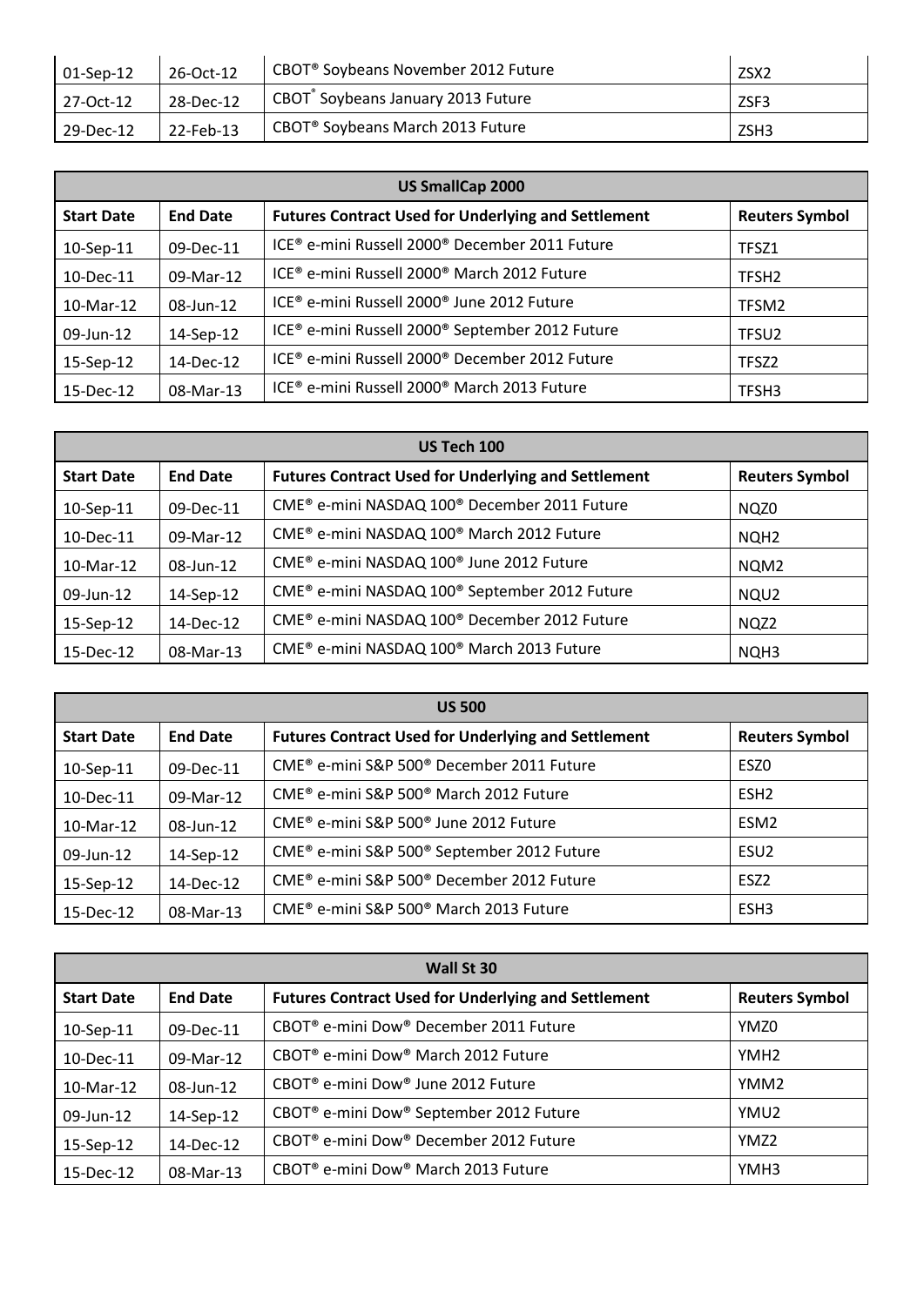| | | | |
|---|---|---|---|
| 01-Sep-12 | 26-Oct-12 | CBOT® Soybeans November 2012 Future | ZSX2 |
| 27-Oct-12 | 28-Dec-12 | CBOT® Soybeans January 2013 Future | ZSF3 |
| 29-Dec-12 | 22-Feb-13 | CBOT® Soybeans March 2013 Future | ZSH3 |

| US SmallCap 2000 | | | |
|---|---|---|---|
| **Start Date** | **End Date** | **Futures Contract Used for Underlying and Settlement** | **Reuters Symbol** |
| 10-Sep-11 | 09-Dec-11 | ICE® e-mini Russell 2000® December 2011 Future | TFSZ1 |
| 10-Dec-11 | 09-Mar-12 | ICE® e-mini Russell 2000® March 2012 Future | TFSH2 |
| 10-Mar-12 | 08-Jun-12 | ICE® e-mini Russell 2000® June 2012 Future | TFSM2 |
| 09-Jun-12 | 14-Sep-12 | ICE® e-mini Russell 2000® September 2012 Future | TFSU2 |
| 15-Sep-12 | 14-Dec-12 | ICE® e-mini Russell 2000® December 2012 Future | TFSZ2 |
| 15-Dec-12 | 08-Mar-13 | ICE® e-mini Russell 2000® March 2013 Future | TFSH3 |

| US Tech 100 | | | |
|---|---|---|---|
| **Start Date** | **End Date** | **Futures Contract Used for Underlying and Settlement** | **Reuters Symbol** |
| 10-Sep-11 | 09-Dec-11 | CME® e-mini NASDAQ 100® December 2011 Future | NQZ0 |
| 10-Dec-11 | 09-Mar-12 | CME® e-mini NASDAQ 100® March 2012 Future | NQH2 |
| 10-Mar-12 | 08-Jun-12 | CME® e-mini NASDAQ 100® June 2012 Future | NQM2 |
| 09-Jun-12 | 14-Sep-12 | CME® e-mini NASDAQ 100® September 2012 Future | NQU2 |
| 15-Sep-12 | 14-Dec-12 | CME® e-mini NASDAQ 100® December 2012 Future | NQZ2 |
| 15-Dec-12 | 08-Mar-13 | CME® e-mini NASDAQ 100® March 2013 Future | NQH3 |

| US 500 | | | |
|---|---|---|---|
| **Start Date** | **End Date** | **Futures Contract Used for Underlying and Settlement** | **Reuters Symbol** |
| 10-Sep-11 | 09-Dec-11 | CME® e-mini S&P 500® December 2011 Future | ESZ0 |
| 10-Dec-11 | 09-Mar-12 | CME® e-mini S&P 500® March 2012 Future | ESH2 |
| 10-Mar-12 | 08-Jun-12 | CME® e-mini S&P 500® June 2012 Future | ESM2 |
| 09-Jun-12 | 14-Sep-12 | CME® e-mini S&P 500® September 2012 Future | ESU2 |
| 15-Sep-12 | 14-Dec-12 | CME® e-mini S&P 500® December 2012 Future | ESZ2 |
| 15-Dec-12 | 08-Mar-13 | CME® e-mini S&P 500® March 2013 Future | ESH3 |

| Wall St 30 | | | |
|---|---|---|---|
| **Start Date** | **End Date** | **Futures Contract Used for Underlying and Settlement** | **Reuters Symbol** |
| 10-Sep-11 | 09-Dec-11 | CBOT® e-mini Dow® December 2011 Future | YMZ0 |
| 10-Dec-11 | 09-Mar-12 | CBOT® e-mini Dow® March 2012 Future | YMH2 |
| 10-Mar-12 | 08-Jun-12 | CBOT® e-mini Dow® June 2012 Future | YMM2 |
| 09-Jun-12 | 14-Sep-12 | CBOT® e-mini Dow® September 2012 Future | YMU2 |
| 15-Sep-12 | 14-Dec-12 | CBOT® e-mini Dow® December 2012 Future | YMZ2 |
| 15-Dec-12 | 08-Mar-13 | CBOT® e-mini Dow® March 2013 Future | YMH3 |